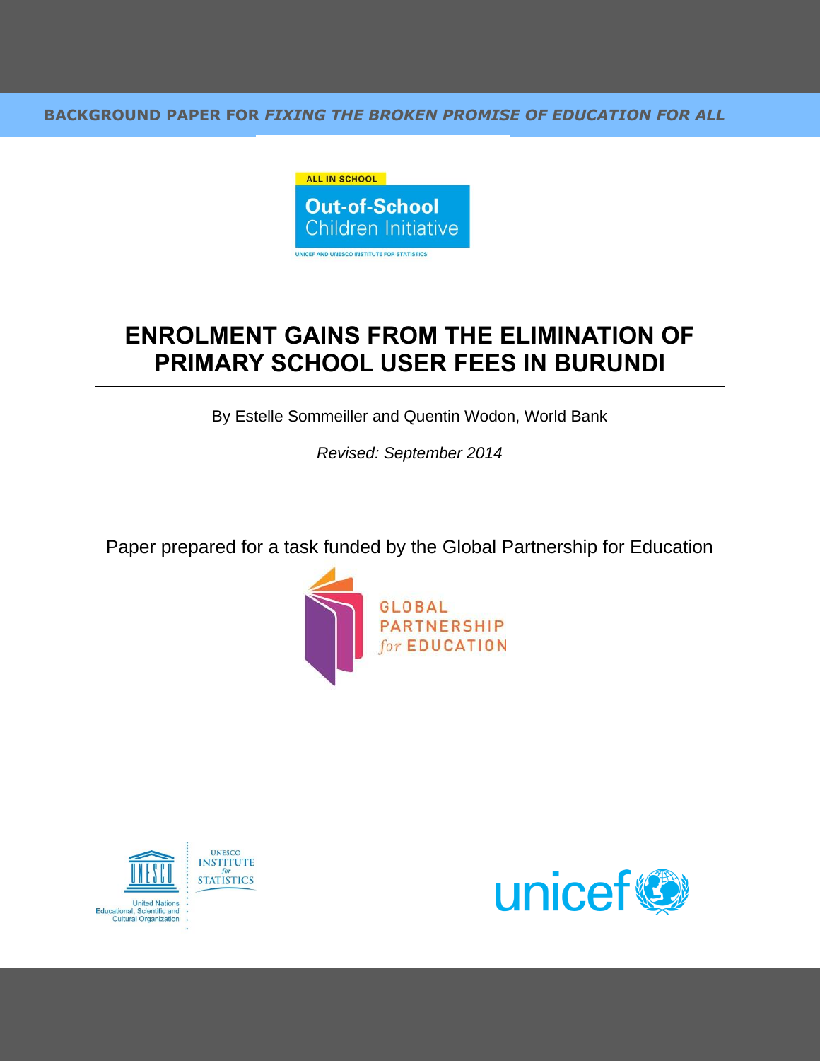BACKGROUND PAPER FOR *FIXING THE BROKEN PROMISE OF EDUCATION FOR ALL*

ALL IN SCHOOL

Out-of-School Children Initiative

UNICEF AND UNESCO INSTITUTE FOR STATISTICS

# ENROLMENT GAINS FROM THE ELIMINATION OF PRIMARY SCHOOL USER FEES IN BURUNDI

By Estelle Sommeiller and Quentin Wodon, World Bank

*Revised: September 2014*

Paper prepared for a task funded by the Global Partnership for Education

GLOBAL PARTNERSHIP *for* EDUCATION

UNESCO INSTITUTE *for* STATISTICS

United Nations Educational, Scientific and Cultural Organization

unicef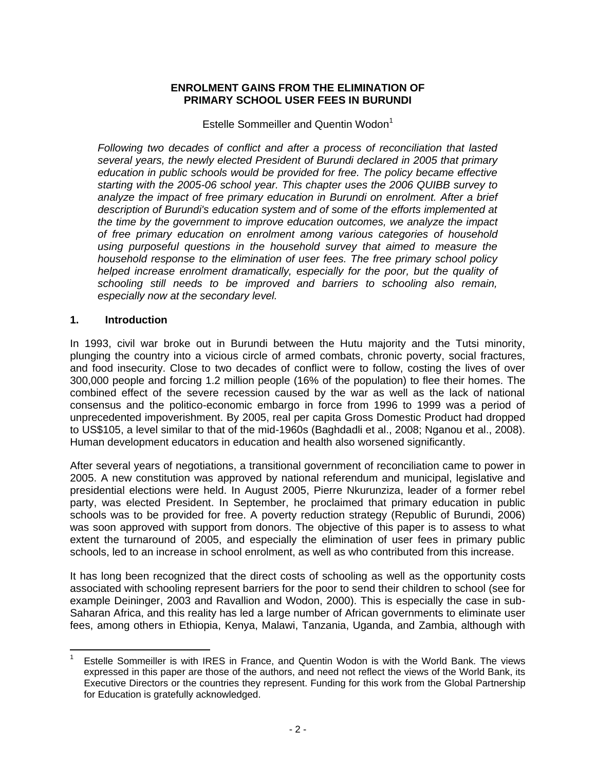**ENROLMENT GAINS FROM THE ELIMINATION OF PRIMARY SCHOOL USER FEES IN BURUNDI**

Estelle Sommeiller and Quentin Wodon[1]

*Following two decades of conflict and after a process of reconciliation that lasted several years, the newly elected President of Burundi declared in 2005 that primary education in public schools would be provided for free. The policy became effective starting with the 2005-06 school year. This chapter uses the 2006 QUIBB survey to analyze the impact of free primary education in Burundi on enrolment. After a brief description of Burundi's education system and of some of the efforts implemented at the time by the government to improve education outcomes, we analyze the impact of free primary education on enrolment among various categories of household using purposeful questions in the household survey that aimed to measure the household response to the elimination of user fees. The free primary school policy helped increase enrolment dramatically, especially for the poor, but the quality of schooling still needs to be improved and barriers to schooling also remain, especially now at the secondary level.*

## 1. Introduction

In 1993, civil war broke out in Burundi between the Hutu majority and the Tutsi minority, plunging the country into a vicious circle of armed combats, chronic poverty, social fractures, and food insecurity. Close to two decades of conflict were to follow, costing the lives of over 300,000 people and forcing 1.2 million people (16% of the population) to flee their homes. The combined effect of the severe recession caused by the war as well as the lack of national consensus and the politico-economic embargo in force from 1996 to 1999 was a period of unprecedented impoverishment. By 2005, real per capita Gross Domestic Product had dropped to US$105, a level similar to that of the mid-1960s (Baghdadli et al., 2008; Nganou et al., 2008). Human development educators in education and health also worsened significantly.

After several years of negotiations, a transitional government of reconciliation came to power in 2005. A new constitution was approved by national referendum and municipal, legislative and presidential elections were held. In August 2005, Pierre Nkurunziza, leader of a former rebel party, was elected President. In September, he proclaimed that primary education in public schools was to be provided for free. A poverty reduction strategy (Republic of Burundi, 2006) was soon approved with support from donors. The objective of this paper is to assess to what extent the turnaround of 2005, and especially the elimination of user fees in primary public schools, led to an increase in school enrolment, as well as who contributed from this increase.

It has long been recognized that the direct costs of schooling as well as the opportunity costs associated with schooling represent barriers for the poor to send their children to school (see for example Deininger, 2003 and Ravallion and Wodon, 2000). This is especially the case in sub-Saharan Africa, and this reality has led a large number of African governments to eliminate user fees, among others in Ethiopia, Kenya, Malawi, Tanzania, Uganda, and Zambia, although with

---

[1] Estelle Sommeiller is with IRES in France, and Quentin Wodon is with the World Bank. The views expressed in this paper are those of the authors, and need not reflect the views of the World Bank, its Executive Directors or the countries they represent. Funding for this work from the Global Partnership for Education is gratefully acknowledged.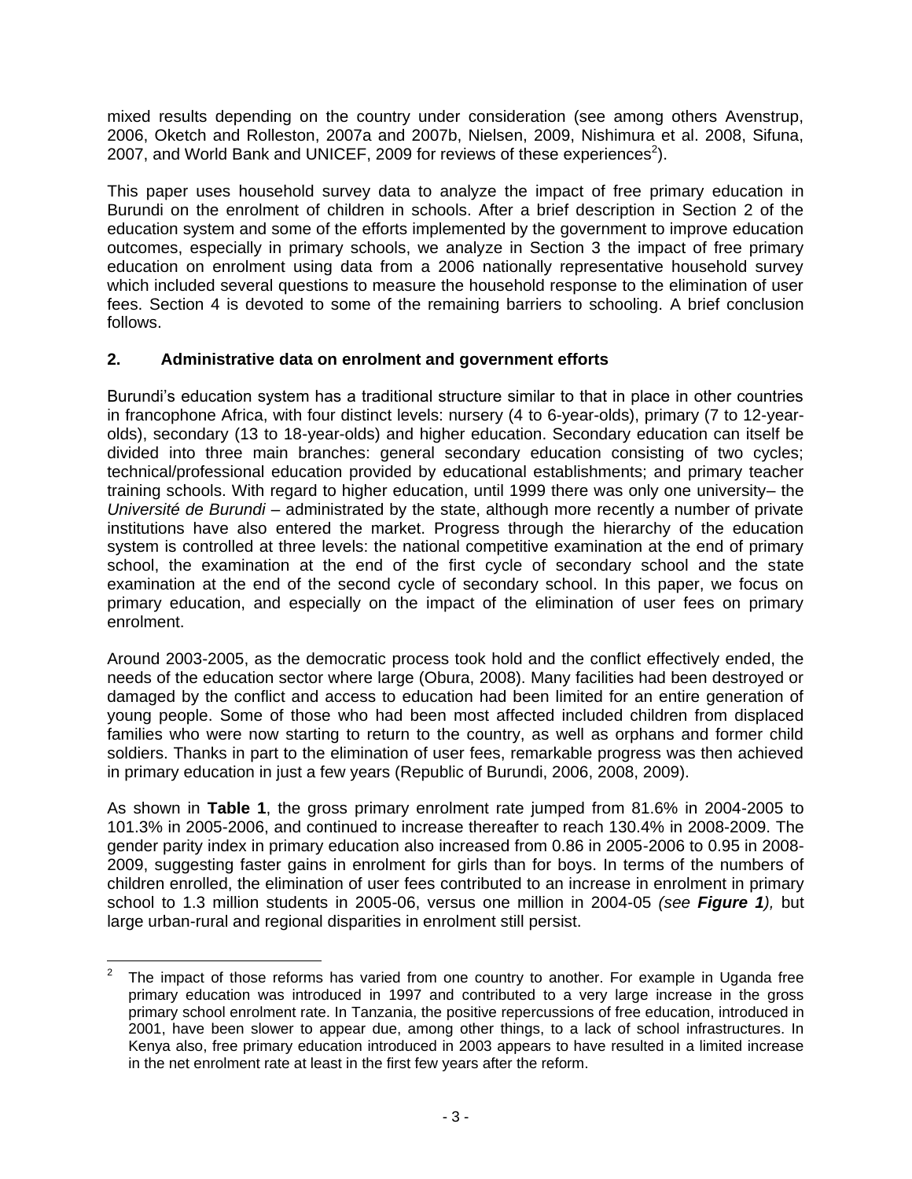mixed results depending on the country under consideration (see among others Avenstrup, 2006, Oketch and Rolleston, 2007a and 2007b, Nielsen, 2009, Nishimura et al. 2008, Sifuna, 2007, and World Bank and UNICEF, 2009 for reviews of these experiences[2]).

This paper uses household survey data to analyze the impact of free primary education in Burundi on the enrolment of children in schools. After a brief description in Section 2 of the education system and some of the efforts implemented by the government to improve education outcomes, especially in primary schools, we analyze in Section 3 the impact of free primary education on enrolment using data from a 2006 nationally representative household survey which included several questions to measure the household response to the elimination of user fees. Section 4 is devoted to some of the remaining barriers to schooling. A brief conclusion follows.

## 2. Administrative data on enrolment and government efforts

Burundi's education system has a traditional structure similar to that in place in other countries in francophone Africa, with four distinct levels: nursery (4 to 6-year-olds), primary (7 to 12-year-olds), secondary (13 to 18-year-olds) and higher education. Secondary education can itself be divided into three main branches: general secondary education consisting of two cycles; technical/professional education provided by educational establishments; and primary teacher training schools. With regard to higher education, until 1999 there was only one university– the *Université de Burundi* – administrated by the state, although more recently a number of private institutions have also entered the market. Progress through the hierarchy of the education system is controlled at three levels: the national competitive examination at the end of primary school, the examination at the end of the first cycle of secondary school and the state examination at the end of the second cycle of secondary school. In this paper, we focus on primary education, and especially on the impact of the elimination of user fees on primary enrolment.

Around 2003-2005, as the democratic process took hold and the conflict effectively ended, the needs of the education sector where large (Obura, 2008). Many facilities had been destroyed or damaged by the conflict and access to education had been limited for an entire generation of young people. Some of those who had been most affected included children from displaced families who were now starting to return to the country, as well as orphans and former child soldiers. Thanks in part to the elimination of user fees, remarkable progress was then achieved in primary education in just a few years (Republic of Burundi, 2006, 2008, 2009).

As shown in **Table 1**, the gross primary enrolment rate jumped from 81.6% in 2004-2005 to 101.3% in 2005-2006, and continued to increase thereafter to reach 130.4% in 2008-2009. The gender parity index in primary education also increased from 0.86 in 2005-2006 to 0.95 in 2008-2009, suggesting faster gains in enrolment for girls than for boys. In terms of the numbers of children enrolled, the elimination of user fees contributed to an increase in enrolment in primary school to 1.3 million students in 2005-06, versus one million in 2004-05 *(see **Figure 1**),* but large urban-rural and regional disparities in enrolment still persist.

---

[2] The impact of those reforms has varied from one country to another. For example in Uganda free primary education was introduced in 1997 and contributed to a very large increase in the gross primary school enrolment rate. In Tanzania, the positive repercussions of free education, introduced in 2001, have been slower to appear due, among other things, to a lack of school infrastructures. In Kenya also, free primary education introduced in 2003 appears to have resulted in a limited increase in the net enrolment rate at least in the first few years after the reform.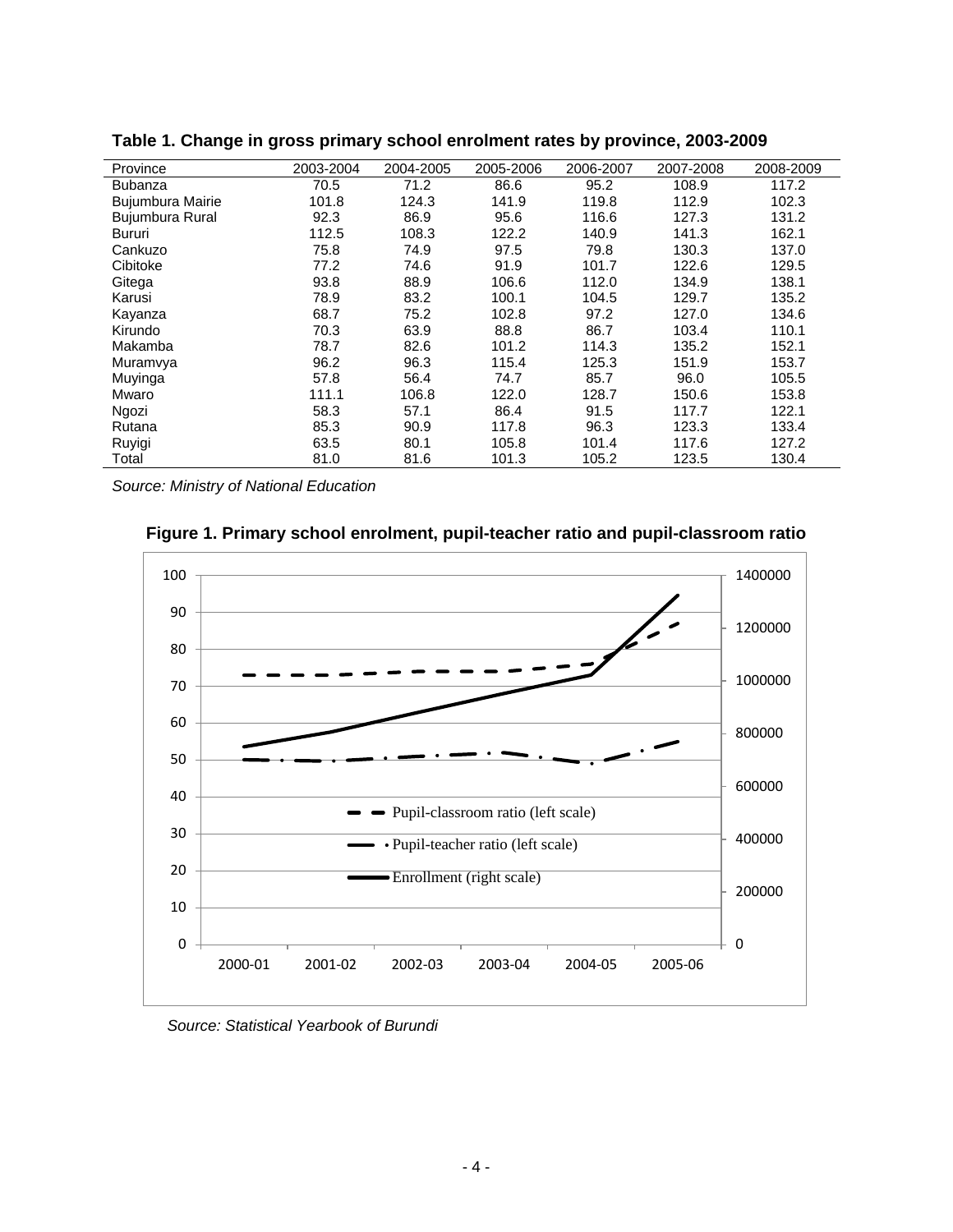**Table 1. Change in gross primary school enrolment rates by province, 2003-2009**

| Province | 2003-2004 | 2004-2005 | 2005-2006 | 2006-2007 | 2007-2008 | 2008-2009 |
|---|---|---|---|---|---|---|
| Bubanza | 70.5 | 71.2 | 86.6 | 95.2 | 108.9 | 117.2 |
| Bujumbura Mairie | 101.8 | 124.3 | 141.9 | 119.8 | 112.9 | 102.3 |
| Bujumbura Rural | 92.3 | 86.9 | 95.6 | 116.6 | 127.3 | 131.2 |
| Bururi | 112.5 | 108.3 | 122.2 | 140.9 | 141.3 | 162.1 |
| Cankuzo | 75.8 | 74.9 | 97.5 | 79.8 | 130.3 | 137.0 |
| Cibitoke | 77.2 | 74.6 | 91.9 | 101.7 | 122.6 | 129.5 |
| Gitega | 93.8 | 88.9 | 106.6 | 112.0 | 134.9 | 138.1 |
| Karusi | 78.9 | 83.2 | 100.1 | 104.5 | 129.7 | 135.2 |
| Kayanza | 68.7 | 75.2 | 102.8 | 97.2 | 127.0 | 134.6 |
| Kirundo | 70.3 | 63.9 | 88.8 | 86.7 | 103.4 | 110.1 |
| Makamba | 78.7 | 82.6 | 101.2 | 114.3 | 135.2 | 152.1 |
| Muramvya | 96.2 | 96.3 | 115.4 | 125.3 | 151.9 | 153.7 |
| Muyinga | 57.8 | 56.4 | 74.7 | 85.7 | 96.0 | 105.5 |
| Mwaro | 111.1 | 106.8 | 122.0 | 128.7 | 150.6 | 153.8 |
| Ngozi | 58.3 | 57.1 | 86.4 | 91.5 | 117.7 | 122.1 |
| Rutana | 85.3 | 90.9 | 117.8 | 96.3 | 123.3 | 133.4 |
| Ruyigi | 63.5 | 80.1 | 105.8 | 101.4 | 117.6 | 127.2 |
| Total | 81.0 | 81.6 | 101.3 | 105.2 | 123.5 | 130.4 |

*Source: Ministry of National Education*

**Figure 1. Primary school enrolment, pupil-teacher ratio and pupil-classroom ratio**

*Source: Statistical Yearbook of Burundi*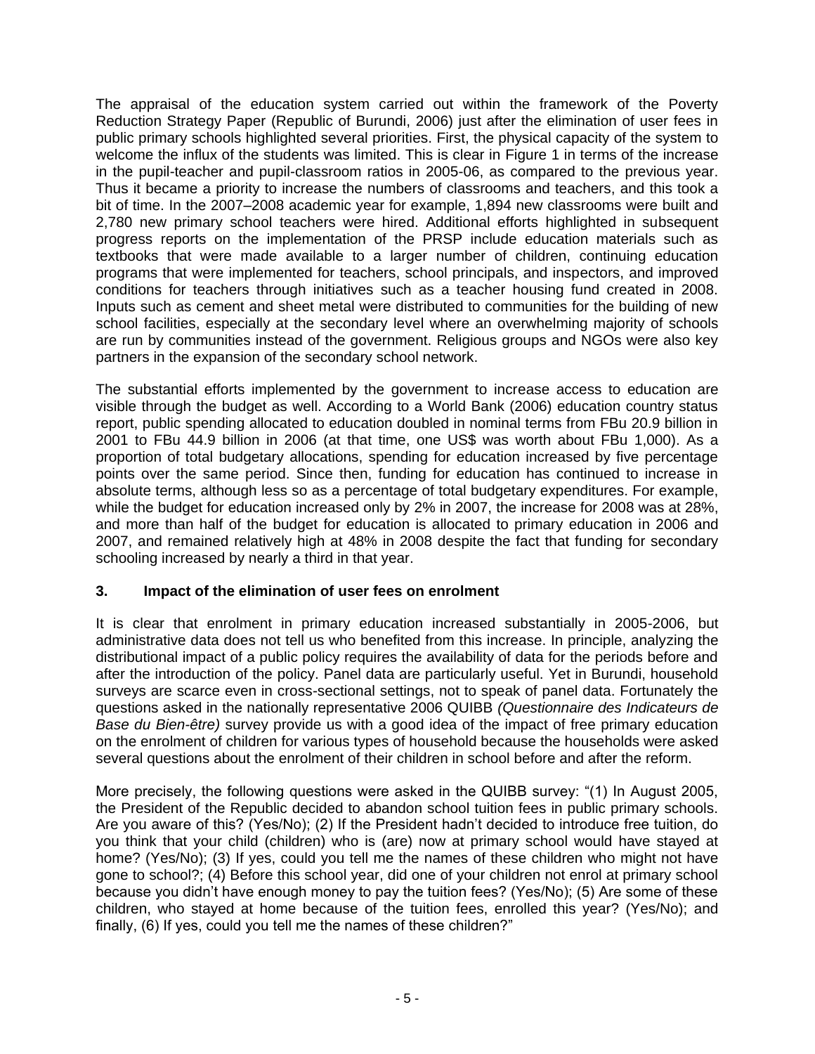The appraisal of the education system carried out within the framework of the Poverty Reduction Strategy Paper (Republic of Burundi, 2006) just after the elimination of user fees in public primary schools highlighted several priorities. First, the physical capacity of the system to welcome the influx of the students was limited. This is clear in Figure 1 in terms of the increase in the pupil-teacher and pupil-classroom ratios in 2005-06, as compared to the previous year. Thus it became a priority to increase the numbers of classrooms and teachers, and this took a bit of time. In the 2007–2008 academic year for example, 1,894 new classrooms were built and 2,780 new primary school teachers were hired. Additional efforts highlighted in subsequent progress reports on the implementation of the PRSP include education materials such as textbooks that were made available to a larger number of children, continuing education programs that were implemented for teachers, school principals, and inspectors, and improved conditions for teachers through initiatives such as a teacher housing fund created in 2008. Inputs such as cement and sheet metal were distributed to communities for the building of new school facilities, especially at the secondary level where an overwhelming majority of schools are run by communities instead of the government. Religious groups and NGOs were also key partners in the expansion of the secondary school network.

The substantial efforts implemented by the government to increase access to education are visible through the budget as well. According to a World Bank (2006) education country status report, public spending allocated to education doubled in nominal terms from FBu 20.9 billion in 2001 to FBu 44.9 billion in 2006 (at that time, one US$ was worth about FBu 1,000). As a proportion of total budgetary allocations, spending for education increased by five percentage points over the same period. Since then, funding for education has continued to increase in absolute terms, although less so as a percentage of total budgetary expenditures. For example, while the budget for education increased only by 2% in 2007, the increase for 2008 was at 28%, and more than half of the budget for education is allocated to primary education in 2006 and 2007, and remained relatively high at 48% in 2008 despite the fact that funding for secondary schooling increased by nearly a third in that year.

## 3. Impact of the elimination of user fees on enrolment

It is clear that enrolment in primary education increased substantially in 2005-2006, but administrative data does not tell us who benefited from this increase. In principle, analyzing the distributional impact of a public policy requires the availability of data for the periods before and after the introduction of the policy. Panel data are particularly useful. Yet in Burundi, household surveys are scarce even in cross-sectional settings, not to speak of panel data. Fortunately the questions asked in the nationally representative 2006 QUIBB *(Questionnaire des Indicateurs de Base du Bien-être)* survey provide us with a good idea of the impact of free primary education on the enrolment of children for various types of household because the households were asked several questions about the enrolment of their children in school before and after the reform.

More precisely, the following questions were asked in the QUIBB survey: "(1) In August 2005, the President of the Republic decided to abandon school tuition fees in public primary schools. Are you aware of this? (Yes/No); (2) If the President hadn't decided to introduce free tuition, do you think that your child (children) who is (are) now at primary school would have stayed at home? (Yes/No); (3) If yes, could you tell me the names of these children who might not have gone to school?; (4) Before this school year, did one of your children not enrol at primary school because you didn't have enough money to pay the tuition fees? (Yes/No); (5) Are some of these children, who stayed at home because of the tuition fees, enrolled this year? (Yes/No); and finally, (6) If yes, could you tell me the names of these children?"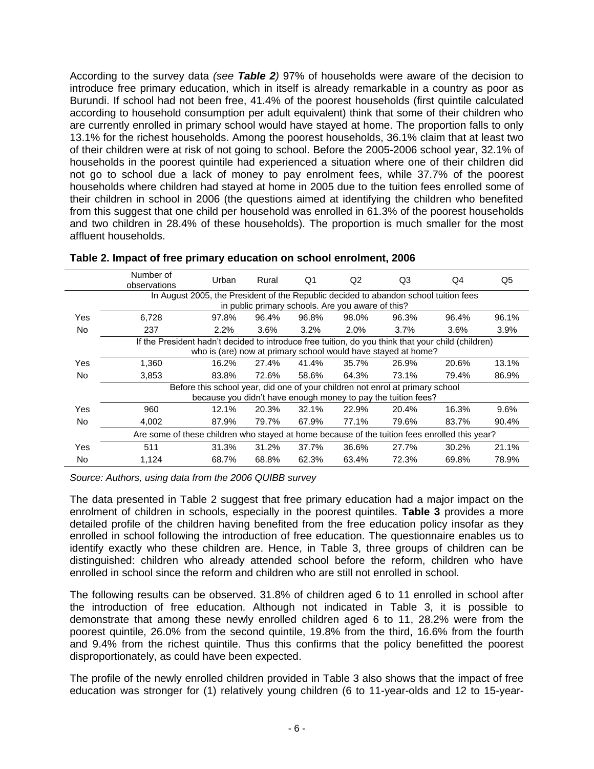According to the survey data *(see* ***Table 2****)* 97% of households were aware of the decision to introduce free primary education, which in itself is already remarkable in a country as poor as Burundi. If school had not been free, 41.4% of the poorest households (first quintile calculated according to household consumption per adult equivalent) think that some of their children who are currently enrolled in primary school would have stayed at home. The proportion falls to only 13.1% for the richest households. Among the poorest households, 36.1% claim that at least two of their children were at risk of not going to school. Before the 2005-2006 school year, 32.1% of households in the poorest quintile had experienced a situation where one of their children did not go to school due a lack of money to pay enrolment fees, while 37.7% of the poorest households where children had stayed at home in 2005 due to the tuition fees enrolled some of their children in school in 2006 (the questions aimed at identifying the children who benefited from this suggest that one child per household was enrolled in 61.3% of the poorest households and two children in 28.4% of these households). The proportion is much smaller for the most affluent households.

**Table 2. Impact of free primary education on school enrolment, 2006**

| | Number of observations | Urban | Rural | Q1 | Q2 | Q3 | Q4 | Q5 |
|---|---|---|---|---|---|---|---|---|
| | In August 2005, the President of the Republic decided to abandon school tuition fees in public primary schools. Are you aware of this? | | | | | | | |
| Yes | 6,728 | 97.8% | 96.4% | 96.8% | 98.0% | 96.3% | 96.4% | 96.1% |
| No | 237 | 2.2% | 3.6% | 3.2% | 2.0% | 3.7% | 3.6% | 3.9% |
| | If the President hadn't decided to introduce free tuition, do you think that your child (children) who is (are) now at primary school would have stayed at home? | | | | | | | |
| Yes | 1,360 | 16.2% | 27.4% | 41.4% | 35.7% | 26.9% | 20.6% | 13.1% |
| No | 3,853 | 83.8% | 72.6% | 58.6% | 64.3% | 73.1% | 79.4% | 86.9% |
| | Before this school year, did one of your children not enrol at primary school because you didn't have enough money to pay the tuition fees? | | | | | | | |
| Yes | 960 | 12.1% | 20.3% | 32.1% | 22.9% | 20.4% | 16.3% | 9.6% |
| No | 4,002 | 87.9% | 79.7% | 67.9% | 77.1% | 79.6% | 83.7% | 90.4% |
| | Are some of these children who stayed at home because of the tuition fees enrolled this year? | | | | | | | |
| Yes | 511 | 31.3% | 31.2% | 37.7% | 36.6% | 27.7% | 30.2% | 21.1% |
| No | 1,124 | 68.7% | 68.8% | 62.3% | 63.4% | 72.3% | 69.8% | 78.9% |

*Source: Authors, using data from the 2006 QUIBB survey*

The data presented in Table 2 suggest that free primary education had a major impact on the enrolment of children in schools, especially in the poorest quintiles. **Table 3** provides a more detailed profile of the children having benefited from the free education policy insofar as they enrolled in school following the introduction of free education. The questionnaire enables us to identify exactly who these children are. Hence, in Table 3, three groups of children can be distinguished: children who already attended school before the reform, children who have enrolled in school since the reform and children who are still not enrolled in school.

The following results can be observed. 31.8% of children aged 6 to 11 enrolled in school after the introduction of free education. Although not indicated in Table 3, it is possible to demonstrate that among these newly enrolled children aged 6 to 11, 28.2% were from the poorest quintile, 26.0% from the second quintile, 19.8% from the third, 16.6% from the fourth and 9.4% from the richest quintile. Thus this confirms that the policy benefitted the poorest disproportionately, as could have been expected.

The profile of the newly enrolled children provided in Table 3 also shows that the impact of free education was stronger for (1) relatively young children (6 to 11-year-olds and 12 to 15-year-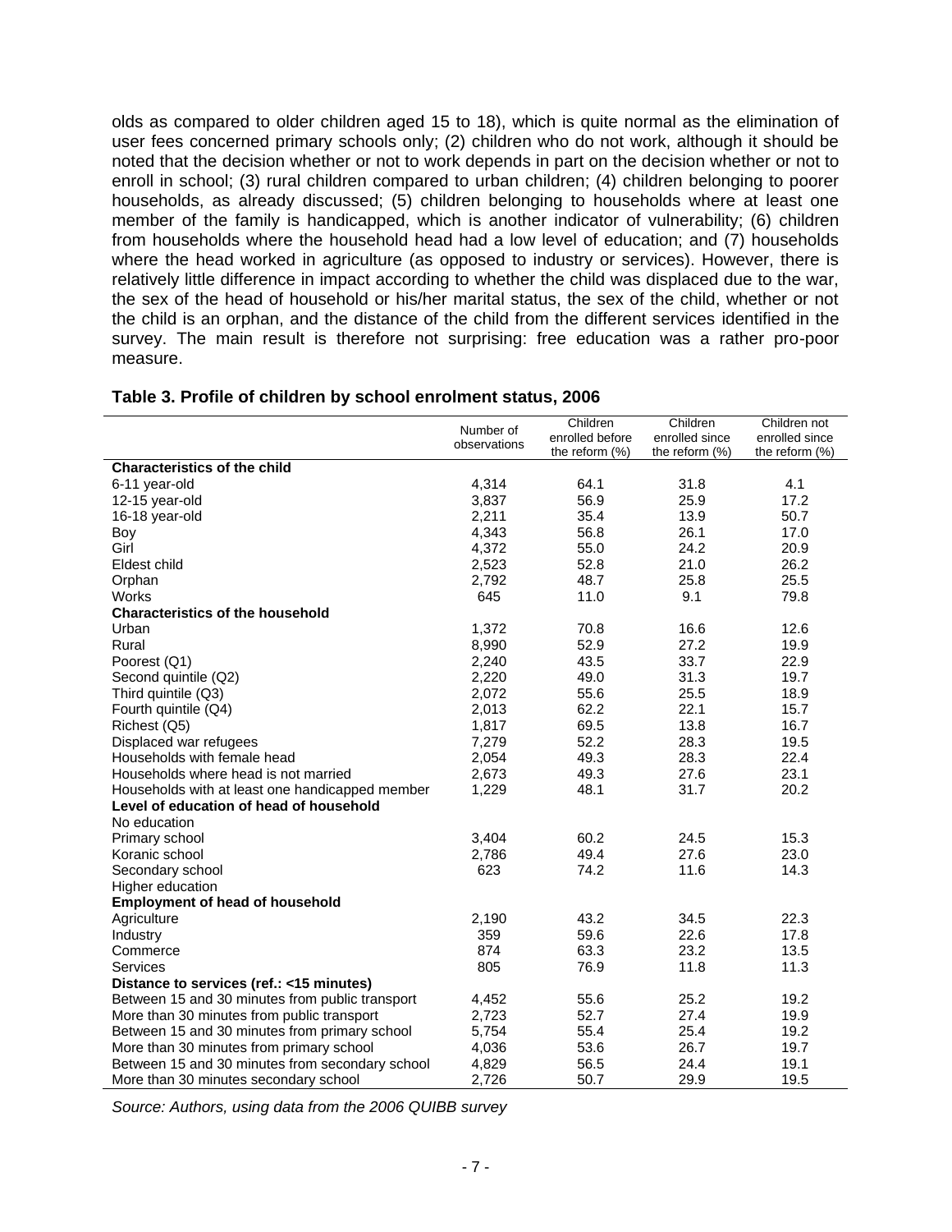olds as compared to older children aged 15 to 18), which is quite normal as the elimination of user fees concerned primary schools only; (2) children who do not work, although it should be noted that the decision whether or not to work depends in part on the decision whether or not to enroll in school; (3) rural children compared to urban children; (4) children belonging to poorer households, as already discussed; (5) children belonging to households where at least one member of the family is handicapped, which is another indicator of vulnerability; (6) children from households where the household head had a low level of education; and (7) households where the head worked in agriculture (as opposed to industry or services). However, there is relatively little difference in impact according to whether the child was displaced due to the war, the sex of the head of household or his/her marital status, the sex of the child, whether or not the child is an orphan, and the distance of the child from the different services identified in the survey. The main result is therefore not surprising: free education was a rather pro-poor measure.

**Table 3. Profile of children by school enrolment status, 2006**

| | Number of observations | Children enrolled before the reform (%) | Children enrolled since the reform (%) | Children not enrolled since the reform (%) |
|---|---|---|---|---|
| **Characteristics of the child** | | | | |
| 6-11 year-old | 4,314 | 64.1 | 31.8 | 4.1 |
| 12-15 year-old | 3,837 | 56.9 | 25.9 | 17.2 |
| 16-18 year-old | 2,211 | 35.4 | 13.9 | 50.7 |
| Boy | 4,343 | 56.8 | 26.1 | 17.0 |
| Girl | 4,372 | 55.0 | 24.2 | 20.9 |
| Eldest child | 2,523 | 52.8 | 21.0 | 26.2 |
| Orphan | 2,792 | 48.7 | 25.8 | 25.5 |
| Works | 645 | 11.0 | 9.1 | 79.8 |
| **Characteristics of the household** | | | | |
| Urban | 1,372 | 70.8 | 16.6 | 12.6 |
| Rural | 8,990 | 52.9 | 27.2 | 19.9 |
| Poorest (Q1) | 2,240 | 43.5 | 33.7 | 22.9 |
| Second quintile (Q2) | 2,220 | 49.0 | 31.3 | 19.7 |
| Third quintile (Q3) | 2,072 | 55.6 | 25.5 | 18.9 |
| Fourth quintile (Q4) | 2,013 | 62.2 | 22.1 | 15.7 |
| Richest (Q5) | 1,817 | 69.5 | 13.8 | 16.7 |
| Displaced war refugees | 7,279 | 52.2 | 28.3 | 19.5 |
| Households with female head | 2,054 | 49.3 | 28.3 | 22.4 |
| Households where head is not married | 2,673 | 49.3 | 27.6 | 23.1 |
| Households with at least one handicapped member | 1,229 | 48.1 | 31.7 | 20.2 |
| **Level of education of head of household** | | | | |
| No education | | | | |
| Primary school | 3,404 | 60.2 | 24.5 | 15.3 |
| Koranic school | 2,786 | 49.4 | 27.6 | 23.0 |
| Secondary school | 623 | 74.2 | 11.6 | 14.3 |
| Higher education | | | | |
| **Employment of head of household** | | | | |
| Agriculture | 2,190 | 43.2 | 34.5 | 22.3 |
| Industry | 359 | 59.6 | 22.6 | 17.8 |
| Commerce | 874 | 63.3 | 23.2 | 13.5 |
| Services | 805 | 76.9 | 11.8 | 11.3 |
| **Distance to services (ref.: <15 minutes)** | | | | |
| Between 15 and 30 minutes from public transport | 4,452 | 55.6 | 25.2 | 19.2 |
| More than 30 minutes from public transport | 2,723 | 52.7 | 27.4 | 19.9 |
| Between 15 and 30 minutes from primary school | 5,754 | 55.4 | 25.4 | 19.2 |
| More than 30 minutes from primary school | 4,036 | 53.6 | 26.7 | 19.7 |
| Between 15 and 30 minutes from secondary school | 4,829 | 56.5 | 24.4 | 19.1 |
| More than 30 minutes secondary school | 2,726 | 50.7 | 29.9 | 19.5 |

*Source: Authors, using data from the 2006 QUIBB survey*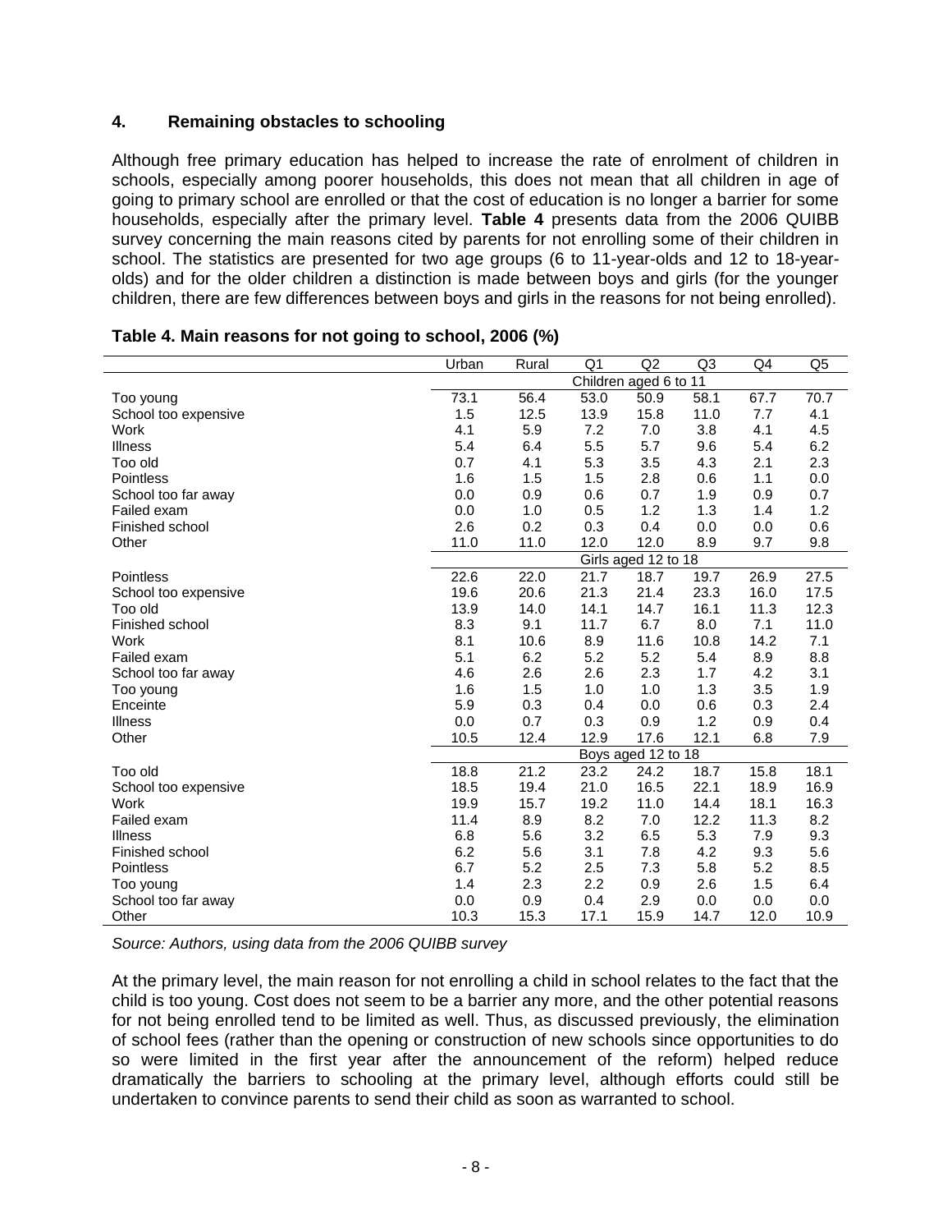## 4. Remaining obstacles to schooling

Although free primary education has helped to increase the rate of enrolment of children in schools, especially among poorer households, this does not mean that all children in age of going to primary school are enrolled or that the cost of education is no longer a barrier for some households, especially after the primary level. **Table 4** presents data from the 2006 QUIBB survey concerning the main reasons cited by parents for not enrolling some of their children in school. The statistics are presented for two age groups (6 to 11-year-olds and 12 to 18-year-olds) and for the older children a distinction is made between boys and girls (for the younger children, there are few differences between boys and girls in the reasons for not being enrolled).

**Table 4. Main reasons for not going to school, 2006 (%)**

| | Urban | Rural | Q1 | Q2 | Q3 | Q4 | Q5 |
|---|---|---|---|---|---|---|---|
| | Children aged 6 to 11 | | | | | | |
| Too young | 73.1 | 56.4 | 53.0 | 50.9 | 58.1 | 67.7 | 70.7 |
| School too expensive | 1.5 | 12.5 | 13.9 | 15.8 | 11.0 | 7.7 | 4.1 |
| Work | 4.1 | 5.9 | 7.2 | 7.0 | 3.8 | 4.1 | 4.5 |
| Illness | 5.4 | 6.4 | 5.5 | 5.7 | 9.6 | 5.4 | 6.2 |
| Too old | 0.7 | 4.1 | 5.3 | 3.5 | 4.3 | 2.1 | 2.3 |
| Pointless | 1.6 | 1.5 | 1.5 | 2.8 | 0.6 | 1.1 | 0.0 |
| School too far away | 0.0 | 0.9 | 0.6 | 0.7 | 1.9 | 0.9 | 0.7 |
| Failed exam | 0.0 | 1.0 | 0.5 | 1.2 | 1.3 | 1.4 | 1.2 |
| Finished school | 2.6 | 0.2 | 0.3 | 0.4 | 0.0 | 0.0 | 0.6 |
| Other | 11.0 | 11.0 | 12.0 | 12.0 | 8.9 | 9.7 | 9.8 |
| | Girls aged 12 to 18 | | | | | | |
| Pointless | 22.6 | 22.0 | 21.7 | 18.7 | 19.7 | 26.9 | 27.5 |
| School too expensive | 19.6 | 20.6 | 21.3 | 21.4 | 23.3 | 16.0 | 17.5 |
| Too old | 13.9 | 14.0 | 14.1 | 14.7 | 16.1 | 11.3 | 12.3 |
| Finished school | 8.3 | 9.1 | 11.7 | 6.7 | 8.0 | 7.1 | 11.0 |
| Work | 8.1 | 10.6 | 8.9 | 11.6 | 10.8 | 14.2 | 7.1 |
| Failed exam | 5.1 | 6.2 | 5.2 | 5.2 | 5.4 | 8.9 | 8.8 |
| School too far away | 4.6 | 2.6 | 2.6 | 2.3 | 1.7 | 4.2 | 3.1 |
| Too young | 1.6 | 1.5 | 1.0 | 1.0 | 1.3 | 3.5 | 1.9 |
| Enceinte | 5.9 | 0.3 | 0.4 | 0.0 | 0.6 | 0.3 | 2.4 |
| Illness | 0.0 | 0.7 | 0.3 | 0.9 | 1.2 | 0.9 | 0.4 |
| Other | 10.5 | 12.4 | 12.9 | 17.6 | 12.1 | 6.8 | 7.9 |
| | Boys aged 12 to 18 | | | | | | |
| Too old | 18.8 | 21.2 | 23.2 | 24.2 | 18.7 | 15.8 | 18.1 |
| School too expensive | 18.5 | 19.4 | 21.0 | 16.5 | 22.1 | 18.9 | 16.9 |
| Work | 19.9 | 15.7 | 19.2 | 11.0 | 14.4 | 18.1 | 16.3 |
| Failed exam | 11.4 | 8.9 | 8.2 | 7.0 | 12.2 | 11.3 | 8.2 |
| Illness | 6.8 | 5.6 | 3.2 | 6.5 | 5.3 | 7.9 | 9.3 |
| Finished school | 6.2 | 5.6 | 3.1 | 7.8 | 4.2 | 9.3 | 5.6 |
| Pointless | 6.7 | 5.2 | 2.5 | 7.3 | 5.8 | 5.2 | 8.5 |
| Too young | 1.4 | 2.3 | 2.2 | 0.9 | 2.6 | 1.5 | 6.4 |
| School too far away | 0.0 | 0.9 | 0.4 | 2.9 | 0.0 | 0.0 | 0.0 |
| Other | 10.3 | 15.3 | 17.1 | 15.9 | 14.7 | 12.0 | 10.9 |

*Source: Authors, using data from the 2006 QUIBB survey*

At the primary level, the main reason for not enrolling a child in school relates to the fact that the child is too young. Cost does not seem to be a barrier any more, and the other potential reasons for not being enrolled tend to be limited as well. Thus, as discussed previously, the elimination of school fees (rather than the opening or construction of new schools since opportunities to do so were limited in the first year after the announcement of the reform) helped reduce dramatically the barriers to schooling at the primary level, although efforts could still be undertaken to convince parents to send their child as soon as warranted to school.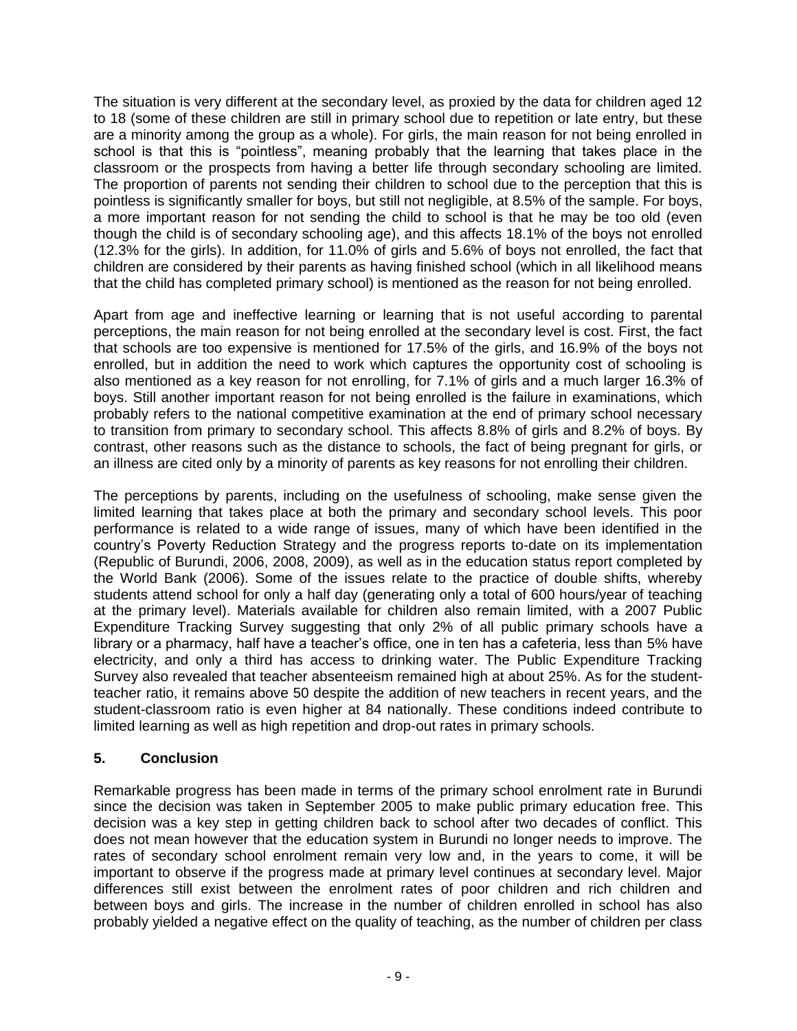The situation is very different at the secondary level, as proxied by the data for children aged 12 to 18 (some of these children are still in primary school due to repetition or late entry, but these are a minority among the group as a whole). For girls, the main reason for not being enrolled in school is that this is "pointless", meaning probably that the learning that takes place in the classroom or the prospects from having a better life through secondary schooling are limited. The proportion of parents not sending their children to school due to the perception that this is pointless is significantly smaller for boys, but still not negligible, at 8.5% of the sample. For boys, a more important reason for not sending the child to school is that he may be too old (even though the child is of secondary schooling age), and this affects 18.1% of the boys not enrolled (12.3% for the girls). In addition, for 11.0% of girls and 5.6% of boys not enrolled, the fact that children are considered by their parents as having finished school (which in all likelihood means that the child has completed primary school) is mentioned as the reason for not being enrolled.

Apart from age and ineffective learning or learning that is not useful according to parental perceptions, the main reason for not being enrolled at the secondary level is cost. First, the fact that schools are too expensive is mentioned for 17.5% of the girls, and 16.9% of the boys not enrolled, but in addition the need to work which captures the opportunity cost of schooling is also mentioned as a key reason for not enrolling, for 7.1% of girls and a much larger 16.3% of boys. Still another important reason for not being enrolled is the failure in examinations, which probably refers to the national competitive examination at the end of primary school necessary to transition from primary to secondary school. This affects 8.8% of girls and 8.2% of boys. By contrast, other reasons such as the distance to schools, the fact of being pregnant for girls, or an illness are cited only by a minority of parents as key reasons for not enrolling their children.

The perceptions by parents, including on the usefulness of schooling, make sense given the limited learning that takes place at both the primary and secondary school levels. This poor performance is related to a wide range of issues, many of which have been identified in the country's Poverty Reduction Strategy and the progress reports to-date on its implementation (Republic of Burundi, 2006, 2008, 2009), as well as in the education status report completed by the World Bank (2006). Some of the issues relate to the practice of double shifts, whereby students attend school for only a half day (generating only a total of 600 hours/year of teaching at the primary level). Materials available for children also remain limited, with a 2007 Public Expenditure Tracking Survey suggesting that only 2% of all public primary schools have a library or a pharmacy, half have a teacher's office, one in ten has a cafeteria, less than 5% have electricity, and only a third has access to drinking water. The Public Expenditure Tracking Survey also revealed that teacher absenteeism remained high at about 25%. As for the student-teacher ratio, it remains above 50 despite the addition of new teachers in recent years, and the student-classroom ratio is even higher at 84 nationally. These conditions indeed contribute to limited learning as well as high repetition and drop-out rates in primary schools.

## 5. Conclusion

Remarkable progress has been made in terms of the primary school enrolment rate in Burundi since the decision was taken in September 2005 to make public primary education free. This decision was a key step in getting children back to school after two decades of conflict. This does not mean however that the education system in Burundi no longer needs to improve. The rates of secondary school enrolment remain very low and, in the years to come, it will be important to observe if the progress made at primary level continues at secondary level. Major differences still exist between the enrolment rates of poor children and rich children and between boys and girls. The increase in the number of children enrolled in school has also probably yielded a negative effect on the quality of teaching, as the number of children per class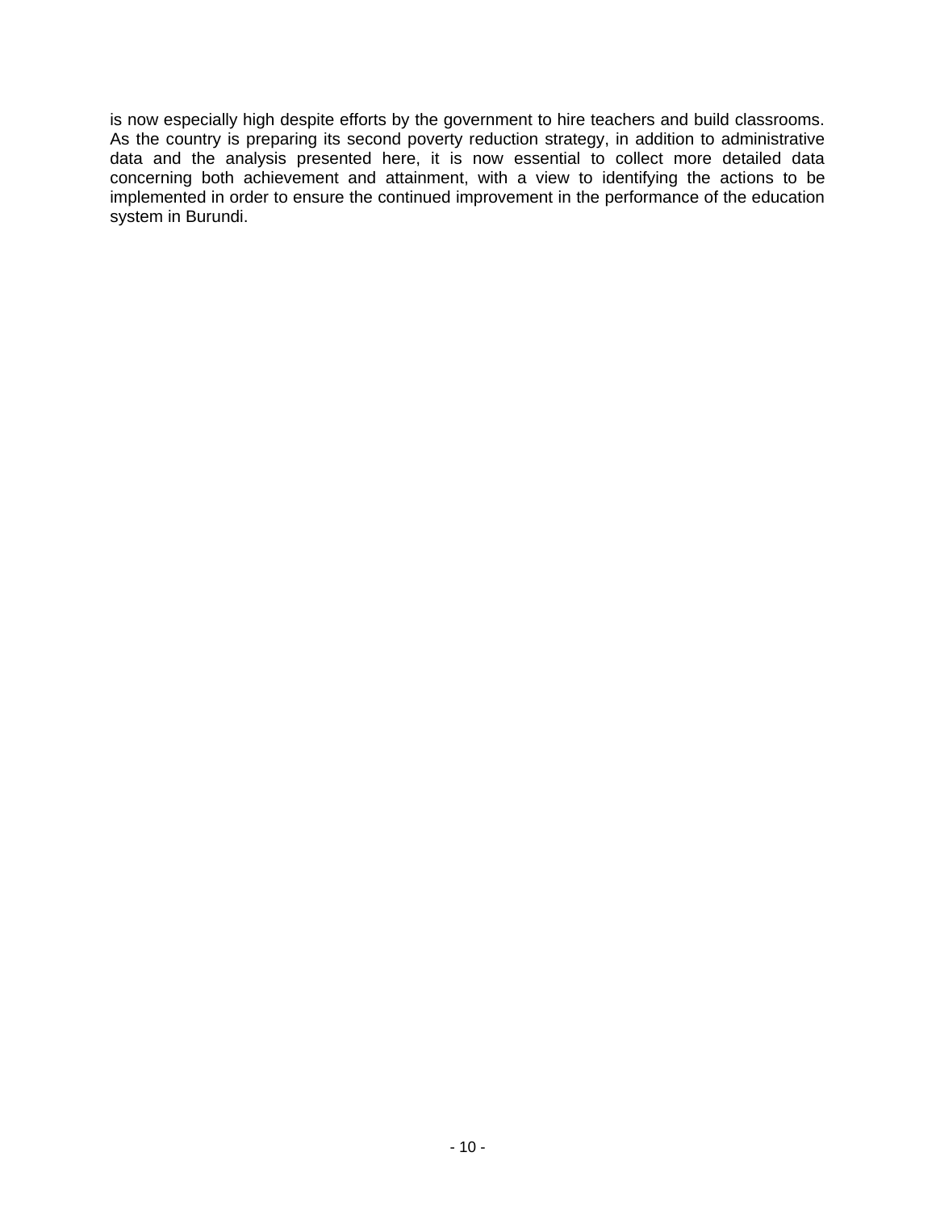is now especially high despite efforts by the government to hire teachers and build classrooms. As the country is preparing its second poverty reduction strategy, in addition to administrative data and the analysis presented here, it is now essential to collect more detailed data concerning both achievement and attainment, with a view to identifying the actions to be implemented in order to ensure the continued improvement in the performance of the education system in Burundi.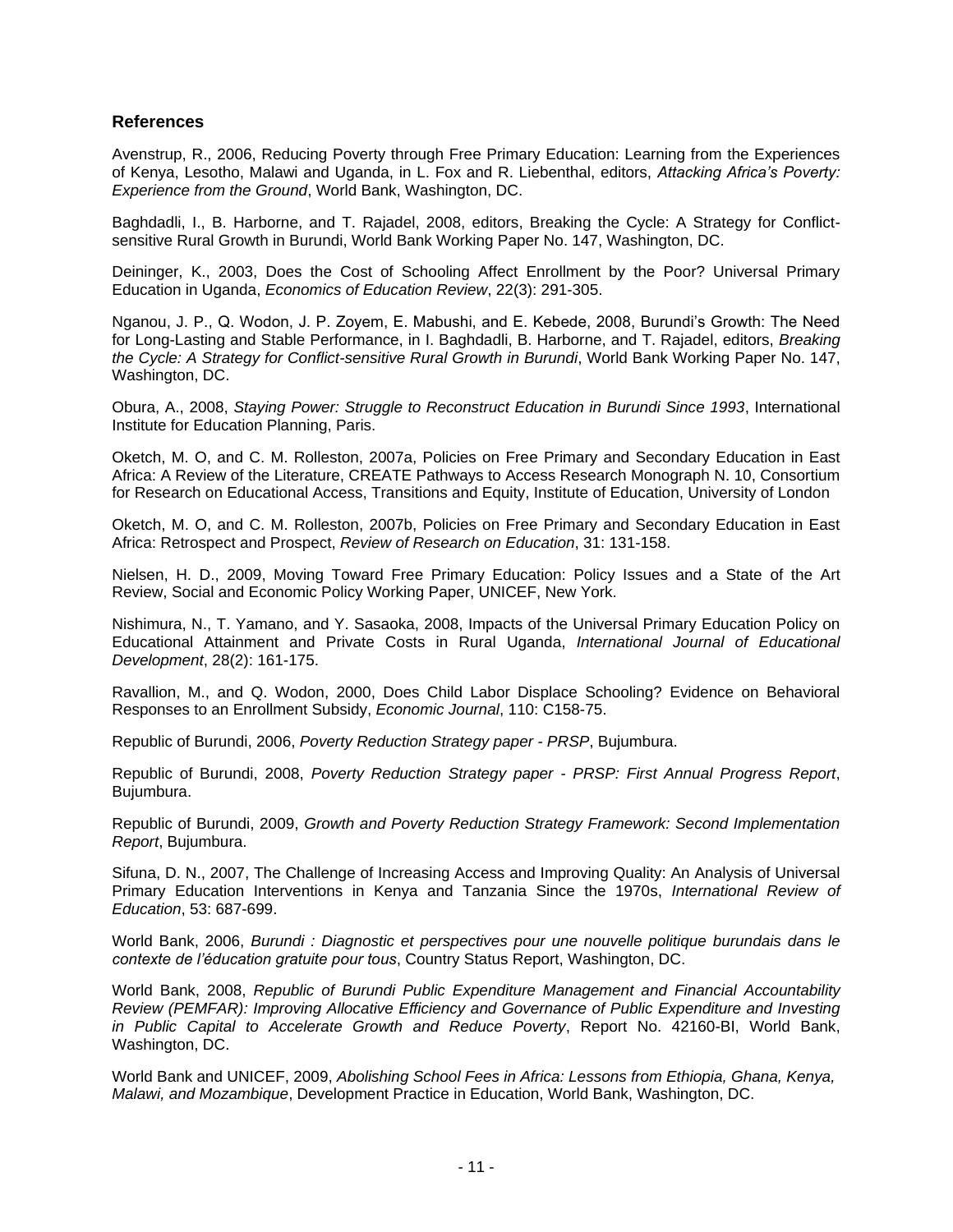## References

Avenstrup, R., 2006, Reducing Poverty through Free Primary Education: Learning from the Experiences of Kenya, Lesotho, Malawi and Uganda, in L. Fox and R. Liebenthal, editors, *Attacking Africa's Poverty: Experience from the Ground*, World Bank, Washington, DC.

Baghdadli, I., B. Harborne, and T. Rajadel, 2008, editors, Breaking the Cycle: A Strategy for Conflict-sensitive Rural Growth in Burundi, World Bank Working Paper No. 147, Washington, DC.

Deininger, K., 2003, Does the Cost of Schooling Affect Enrollment by the Poor? Universal Primary Education in Uganda, *Economics of Education Review*, 22(3): 291-305.

Nganou, J. P., Q. Wodon, J. P. Zoyem, E. Mabushi, and E. Kebede, 2008, Burundi's Growth: The Need for Long-Lasting and Stable Performance, in I. Baghdadli, B. Harborne, and T. Rajadel, editors, *Breaking the Cycle: A Strategy for Conflict-sensitive Rural Growth in Burundi*, World Bank Working Paper No. 147, Washington, DC.

Obura, A., 2008, *Staying Power: Struggle to Reconstruct Education in Burundi Since 1993*, International Institute for Education Planning, Paris.

Oketch, M. O, and C. M. Rolleston, 2007a, Policies on Free Primary and Secondary Education in East Africa: A Review of the Literature, CREATE Pathways to Access Research Monograph N. 10, Consortium for Research on Educational Access, Transitions and Equity, Institute of Education, University of London

Oketch, M. O, and C. M. Rolleston, 2007b, Policies on Free Primary and Secondary Education in East Africa: Retrospect and Prospect, *Review of Research on Education*, 31: 131-158.

Nielsen, H. D., 2009, Moving Toward Free Primary Education: Policy Issues and a State of the Art Review, Social and Economic Policy Working Paper, UNICEF, New York.

Nishimura, N., T. Yamano, and Y. Sasaoka, 2008, Impacts of the Universal Primary Education Policy on Educational Attainment and Private Costs in Rural Uganda, *International Journal of Educational Development*, 28(2): 161-175.

Ravallion, M., and Q. Wodon, 2000, Does Child Labor Displace Schooling? Evidence on Behavioral Responses to an Enrollment Subsidy, *Economic Journal*, 110: C158-75.

Republic of Burundi, 2006, *Poverty Reduction Strategy paper - PRSP*, Bujumbura.

Republic of Burundi, 2008, *Poverty Reduction Strategy paper - PRSP: First Annual Progress Report*, Bujumbura.

Republic of Burundi, 2009, *Growth and Poverty Reduction Strategy Framework: Second Implementation Report*, Bujumbura.

Sifuna, D. N., 2007, The Challenge of Increasing Access and Improving Quality: An Analysis of Universal Primary Education Interventions in Kenya and Tanzania Since the 1970s, *International Review of Education*, 53: 687-699.

World Bank, 2006, *Burundi : Diagnostic et perspectives pour une nouvelle politique burundais dans le contexte de l'éducation gratuite pour tous*, Country Status Report, Washington, DC.

World Bank, 2008, *Republic of Burundi Public Expenditure Management and Financial Accountability Review (PEMFAR): Improving Allocative Efficiency and Governance of Public Expenditure and Investing in Public Capital to Accelerate Growth and Reduce Poverty*, Report No. 42160-BI, World Bank, Washington, DC.

World Bank and UNICEF, 2009, *Abolishing School Fees in Africa: Lessons from Ethiopia, Ghana, Kenya, Malawi, and Mozambique*, Development Practice in Education, World Bank, Washington, DC.